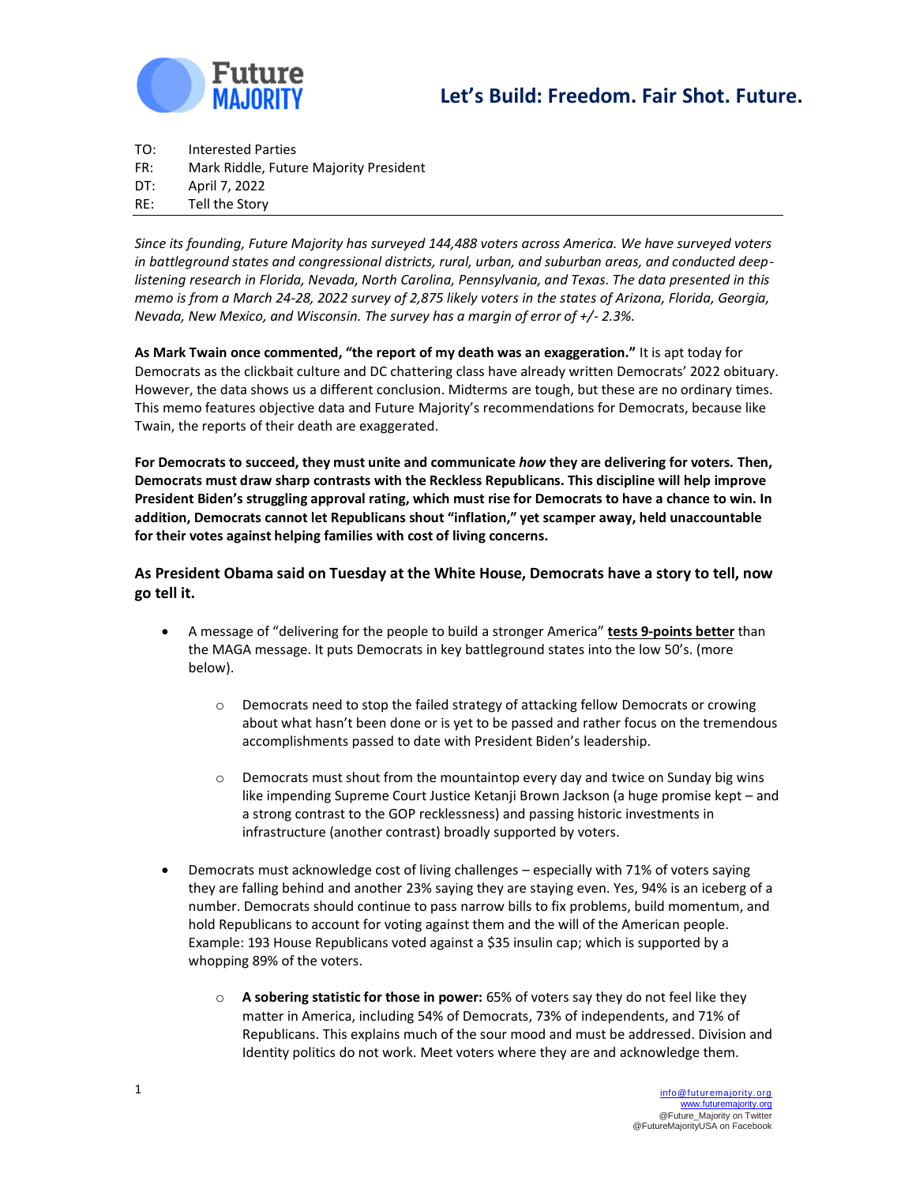Future MAJORITY

## Let's Build: Freedom. Fair Shot. Future.

TO: Interested Parties
FR: Mark Riddle, Future Majority President
DT: April 7, 2022
RE: Tell the Story

*Since its founding, Future Majority has surveyed 144,488 voters across America. We have surveyed voters in battleground states and congressional districts, rural, urban, and suburban areas, and conducted deep-listening research in Florida, Nevada, North Carolina, Pennsylvania, and Texas. The data presented in this memo is from a March 24-28, 2022 survey of 2,875 likely voters in the states of Arizona, Florida, Georgia, Nevada, New Mexico, and Wisconsin. The survey has a margin of error of +/- 2.3%.*

**As Mark Twain once commented, "the report of my death was an exaggeration."** It is apt today for Democrats as the clickbait culture and DC chattering class have already written Democrats' 2022 obituary. However, the data shows us a different conclusion. Midterms are tough, but these are no ordinary times. This memo features objective data and Future Majority's recommendations for Democrats, because like Twain, the reports of their death are exaggerated.

**For Democrats to succeed, they must unite and communicate *how* they are delivering for voters. Then, Democrats must draw sharp contrasts with the Reckless Republicans. This discipline will help improve President Biden's struggling approval rating, which must rise for Democrats to have a chance to win. In addition, Democrats cannot let Republicans shout "inflation," yet scamper away, held unaccountable for their votes against helping families with cost of living concerns.**

### As President Obama said on Tuesday at the White House, Democrats have a story to tell, now go tell it.

- A message of "delivering for the people to build a stronger America" **tests 9-points better** than the MAGA message. It puts Democrats in key battleground states into the low 50's. (more below).
  - Democrats need to stop the failed strategy of attacking fellow Democrats or crowing about what hasn't been done or is yet to be passed and rather focus on the tremendous accomplishments passed to date with President Biden's leadership.
  - Democrats must shout from the mountaintop every day and twice on Sunday big wins like impending Supreme Court Justice Ketanji Brown Jackson (a huge promise kept – and a strong contrast to the GOP recklessness) and passing historic investments in infrastructure (another contrast) broadly supported by voters.
- Democrats must acknowledge cost of living challenges – especially with 71% of voters saying they are falling behind and another 23% saying they are staying even. Yes, 94% is an iceberg of a number. Democrats should continue to pass narrow bills to fix problems, build momentum, and hold Republicans to account for voting against them and the will of the American people. Example: 193 House Republicans voted against a $35 insulin cap; which is supported by a whopping 89% of the voters.
  - **A sobering statistic for those in power:** 65% of voters say they do not feel like they matter in America, including 54% of Democrats, 73% of independents, and 71% of Republicans. This explains much of the sour mood and must be addressed. Division and Identity politics do not work. Meet voters where they are and acknowledge them.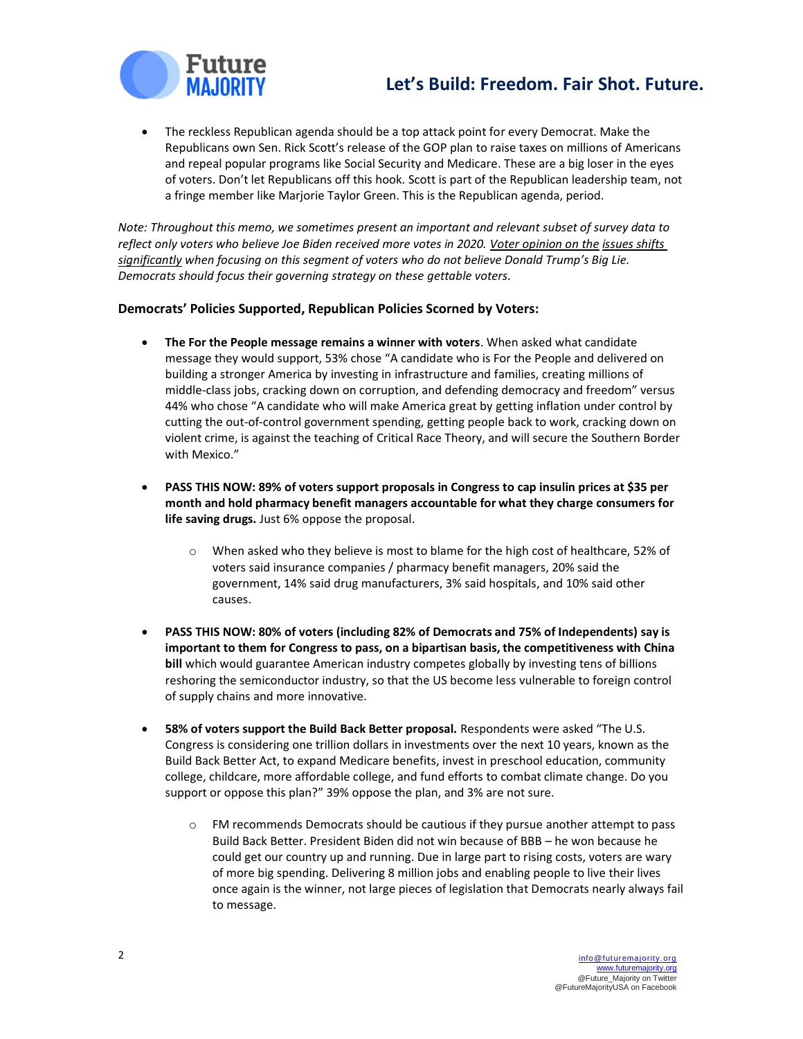- The reckless Republican agenda should be a top attack point for every Democrat. Make the Republicans own Sen. Rick Scott's release of the GOP plan to raise taxes on millions of Americans and repeal popular programs like Social Security and Medicare. These are a big loser in the eyes of voters. Don't let Republicans off this hook. Scott is part of the Republican leadership team, not a fringe member like Marjorie Taylor Green. This is the Republican agenda, period.

*Note: Throughout this memo, we sometimes present an important and relevant subset of survey data to reflect only voters who believe Joe Biden received more votes in 2020. Voter opinion on the issues shifts significantly when focusing on this segment of voters who do not believe Donald Trump's Big Lie. Democrats should focus their governing strategy on these gettable voters.*

### Democrats' Policies Supported, Republican Policies Scorned by Voters:

- **The For the People message remains a winner with voters**. When asked what candidate message they would support, 53% chose "A candidate who is For the People and delivered on building a stronger America by investing in infrastructure and families, creating millions of middle-class jobs, cracking down on corruption, and defending democracy and freedom" versus 44% who chose "A candidate who will make America great by getting inflation under control by cutting the out-of-control government spending, getting people back to work, cracking down on violent crime, is against the teaching of Critical Race Theory, and will secure the Southern Border with Mexico."

- **PASS THIS NOW: 89% of voters support proposals in Congress to cap insulin prices at $35 per month and hold pharmacy benefit managers accountable for what they charge consumers for life saving drugs.** Just 6% oppose the proposal.
  - When asked who they believe is most to blame for the high cost of healthcare, 52% of voters said insurance companies / pharmacy benefit managers, 20% said the government, 14% said drug manufacturers, 3% said hospitals, and 10% said other causes.

- **PASS THIS NOW: 80% of voters (including 82% of Democrats and 75% of Independents) say is important to them for Congress to pass, on a bipartisan basis, the competitiveness with China bill** which would guarantee American industry competes globally by investing tens of billions reshoring the semiconductor industry, so that the US become less vulnerable to foreign control of supply chains and more innovative.

- **58% of voters support the Build Back Better proposal.** Respondents were asked "The U.S. Congress is considering one trillion dollars in investments over the next 10 years, known as the Build Back Better Act, to expand Medicare benefits, invest in preschool education, community college, childcare, more affordable college, and fund efforts to combat climate change. Do you support or oppose this plan?" 39% oppose the plan, and 3% are not sure.
  - FM recommends Democrats should be cautious if they pursue another attempt to pass Build Back Better. President Biden did not win because of BBB – he won because he could get our country up and running. Due in large part to rising costs, voters are wary of more big spending. Delivering 8 million jobs and enabling people to live their lives once again is the winner, not large pieces of legislation that Democrats nearly always fail to message.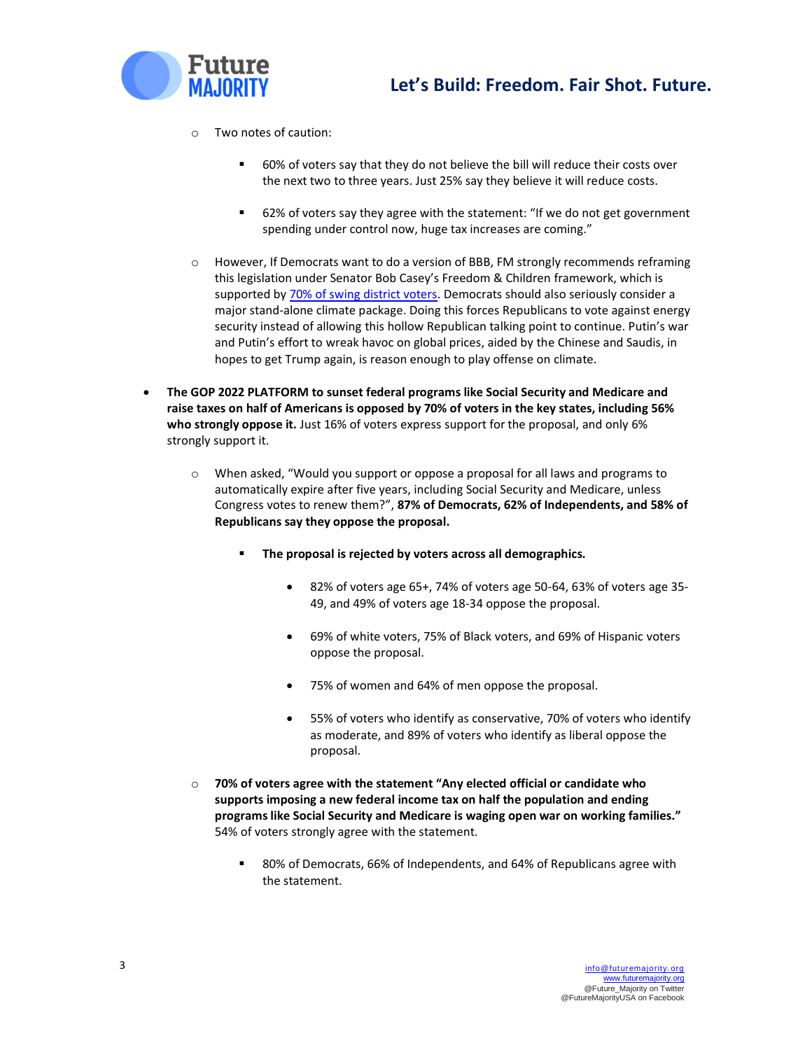- Two notes of caution:

    - 60% of voters say that they do not believe the bill will reduce their costs over the next two to three years. Just 25% say they believe it will reduce costs.

    - 62% of voters say they agree with the statement: "If we do not get government spending under control now, huge tax increases are coming."

- However, If Democrats want to do a version of BBB, FM strongly recommends reframing this legislation under Senator Bob Casey's Freedom & Children framework, which is supported by [70% of swing district voters](). Democrats should also seriously consider a major stand-alone climate package. Doing this forces Republicans to vote against energy security instead of allowing this hollow Republican talking point to continue. Putin's war and Putin's effort to wreak havoc on global prices, aided by the Chinese and Saudis, in hopes to get Trump again, is reason enough to play offense on climate.

- **The GOP 2022 PLATFORM to sunset federal programs like Social Security and Medicare and raise taxes on half of Americans is opposed by 70% of voters in the key states, including 56% who strongly oppose it.** Just 16% of voters express support for the proposal, and only 6% strongly support it.

    - When asked, "Would you support or oppose a proposal for all laws and programs to automatically expire after five years, including Social Security and Medicare, unless Congress votes to renew them?", **87% of Democrats, 62% of Independents, and 58% of Republicans say they oppose the proposal.**

        - **The proposal is rejected by voters across all demographics.**

            - 82% of voters age 65+, 74% of voters age 50-64, 63% of voters age 35-49, and 49% of voters age 18-34 oppose the proposal.

            - 69% of white voters, 75% of Black voters, and 69% of Hispanic voters oppose the proposal.

            - 75% of women and 64% of men oppose the proposal.

            - 55% of voters who identify as conservative, 70% of voters who identify as moderate, and 89% of voters who identify as liberal oppose the proposal.

    - **70% of voters agree with the statement "Any elected official or candidate who supports imposing a new federal income tax on half the population and ending programs like Social Security and Medicare is waging open war on working families."** 54% of voters strongly agree with the statement.

        - 80% of Democrats, 66% of Independents, and 64% of Republicans agree with the statement.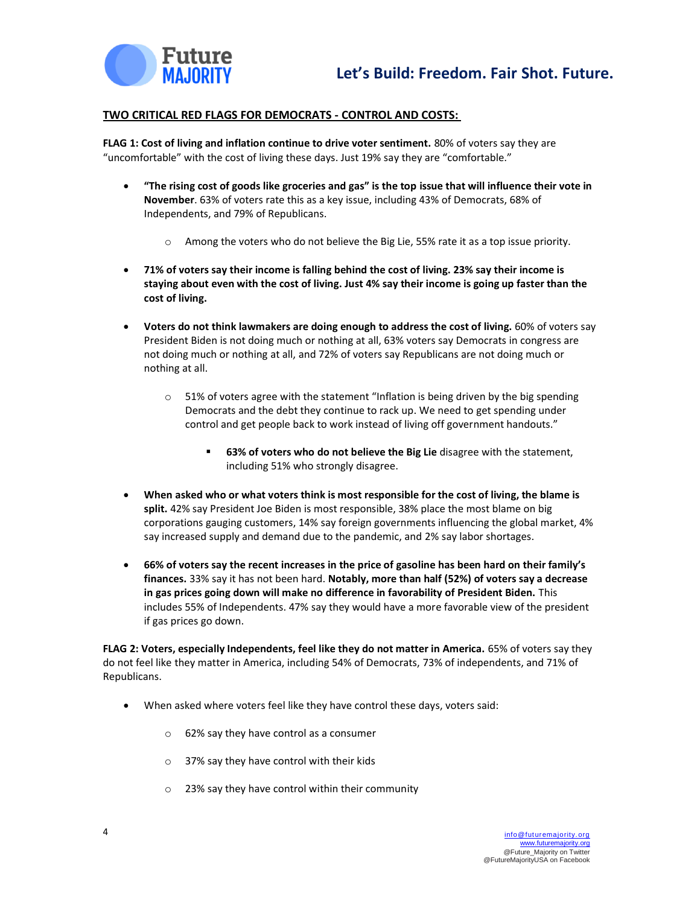## TWO CRITICAL RED FLAGS FOR DEMOCRATS - CONTROL AND COSTS:

**FLAG 1: Cost of living and inflation continue to drive voter sentiment.** 80% of voters say they are "uncomfortable" with the cost of living these days. Just 19% say they are "comfortable."

- **"The rising cost of goods like groceries and gas" is the top issue that will influence their vote in November**. 63% of voters rate this as a key issue, including 43% of Democrats, 68% of Independents, and 79% of Republicans.
    - Among the voters who do not believe the Big Lie, 55% rate it as a top issue priority.
- **71% of voters say their income is falling behind the cost of living. 23% say their income is staying about even with the cost of living. Just 4% say their income is going up faster than the cost of living.**
- **Voters do not think lawmakers are doing enough to address the cost of living.** 60% of voters say President Biden is not doing much or nothing at all, 63% voters say Democrats in congress are not doing much or nothing at all, and 72% of voters say Republicans are not doing much or nothing at all.
    - 51% of voters agree with the statement "Inflation is being driven by the big spending Democrats and the debt they continue to rack up. We need to get spending under control and get people back to work instead of living off government handouts."
        - **63% of voters who do not believe the Big Lie** disagree with the statement, including 51% who strongly disagree.
- **When asked who or what voters think is most responsible for the cost of living, the blame is split.** 42% say President Joe Biden is most responsible, 38% place the most blame on big corporations gauging customers, 14% say foreign governments influencing the global market, 4% say increased supply and demand due to the pandemic, and 2% say labor shortages.
- **66% of voters say the recent increases in the price of gasoline has been hard on their family's finances.** 33% say it has not been hard. **Notably, more than half (52%) of voters say a decrease in gas prices going down will make no difference in favorability of President Biden.** This includes 55% of Independents. 47% say they would have a more favorable view of the president if gas prices go down.

**FLAG 2: Voters, especially Independents, feel like they do not matter in America.** 65% of voters say they do not feel like they matter in America, including 54% of Democrats, 73% of independents, and 71% of Republicans.

- When asked where voters feel like they have control these days, voters said:
    - 62% say they have control as a consumer
    - 37% say they have control with their kids
    - 23% say they have control within their community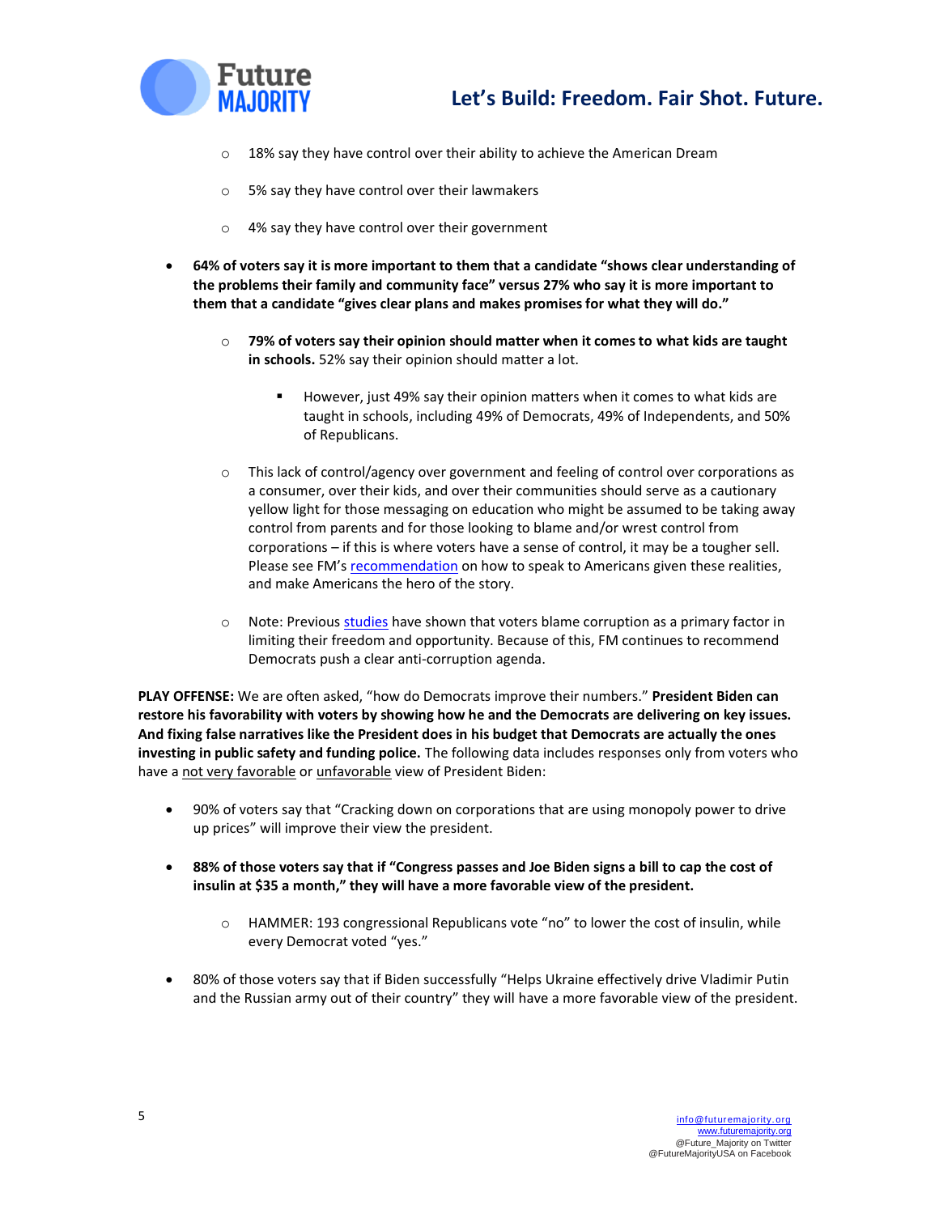- 18% say they have control over their ability to achieve the American Dream
  - 5% say they have control over their lawmakers
  - 4% say they have control over their government

- **64% of voters say it is more important to them that a candidate "shows clear understanding of the problems their family and community face" versus 27% who say it is more important to them that a candidate "gives clear plans and makes promises for what they will do."**

  - **79% of voters say their opinion should matter when it comes to what kids are taught in schools.** 52% say their opinion should matter a lot.

    - However, just 49% say their opinion matters when it comes to what kids are taught in schools, including 49% of Democrats, 49% of Independents, and 50% of Republicans.

  - This lack of control/agency over government and feeling of control over corporations as a consumer, over their kids, and over their communities should serve as a cautionary yellow light for those messaging on education who might be assumed to be taking away control from parents and for those looking to blame and/or wrest control from corporations – if this is where voters have a sense of control, it may be a tougher sell. Please see FM's recommendation on how to speak to Americans given these realities, and make Americans the hero of the story.

  - Note: Previous studies have shown that voters blame corruption as a primary factor in limiting their freedom and opportunity. Because of this, FM continues to recommend Democrats push a clear anti-corruption agenda.

**PLAY OFFENSE:** We are often asked, "how do Democrats improve their numbers." **President Biden can restore his favorability with voters by showing how he and the Democrats are delivering on key issues. And fixing false narratives like the President does in his budget that Democrats are actually the ones investing in public safety and funding police.** The following data includes responses only from voters who have a not very favorable or unfavorable view of President Biden:

- 90% of voters say that "Cracking down on corporations that are using monopoly power to drive up prices" will improve their view the president.

- **88% of those voters say that if "Congress passes and Joe Biden signs a bill to cap the cost of insulin at $35 a month," they will have a more favorable view of the president.**

  - HAMMER: 193 congressional Republicans vote "no" to lower the cost of insulin, while every Democrat voted "yes."

- 80% of those voters say that if Biden successfully "Helps Ukraine effectively drive Vladimir Putin and the Russian army out of their country" they will have a more favorable view of the president.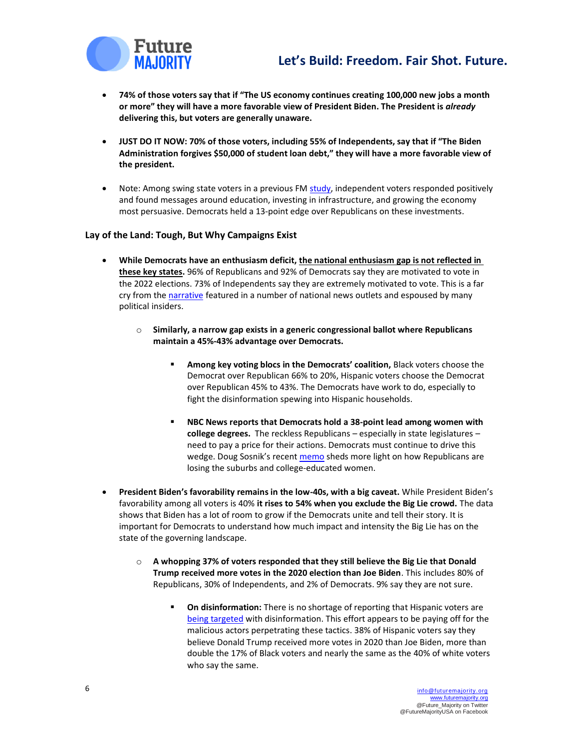- **74% of those voters say that if "The US economy continues creating 100,000 new jobs a month or more" they will have a more favorable view of President Biden. The President is *already* delivering this, but voters are generally unaware.**

- **JUST DO IT NOW: 70% of those voters, including 55% of Independents, say that if "The Biden Administration forgives $50,000 of student loan debt," they will have a more favorable view of the president.**

- Note: Among swing state voters in a previous FM study, independent voters responded positively and found messages around education, investing in infrastructure, and growing the economy most persuasive. Democrats held a 13-point edge over Republicans on these investments.

### Lay of the Land: Tough, But Why Campaigns Exist

- **While Democrats have an enthusiasm deficit, the national enthusiasm gap is not reflected in these key states.** 96% of Republicans and 92% of Democrats say they are motivated to vote in the 2022 elections. 73% of Independents say they are extremely motivated to vote. This is a far cry from the narrative featured in a number of national news outlets and espoused by many political insiders.
  - **Similarly, a narrow gap exists in a generic congressional ballot where Republicans maintain a 45%-43% advantage over Democrats.**
    - **Among key voting blocs in the Democrats' coalition,** Black voters choose the Democrat over Republican 66% to 20%, Hispanic voters choose the Democrat over Republican 45% to 43%. The Democrats have work to do, especially to fight the disinformation spewing into Hispanic households.
    - **NBC News reports that Democrats hold a 38-point lead among women with college degrees.** The reckless Republicans – especially in state legislatures – need to pay a price for their actions. Democrats must continue to drive this wedge. Doug Sosnik's recent memo sheds more light on how Republicans are losing the suburbs and college-educated women.

- **President Biden's favorability remains in the low-40s, with a big caveat.** While President Biden's favorability among all voters is 40% **it rises to 54% when you exclude the Big Lie crowd.** The data shows that Biden has a lot of room to grow if the Democrats unite and tell their story. It is important for Democrats to understand how much impact and intensity the Big Lie has on the state of the governing landscape.
  - **A whopping 37% of voters responded that they still believe the Big Lie that Donald Trump received more votes in the 2020 election than Joe Biden**. This includes 80% of Republicans, 30% of Independents, and 2% of Democrats. 9% say they are not sure.
    - **On disinformation:** There is no shortage of reporting that Hispanic voters are being targeted with disinformation. This effort appears to be paying off for the malicious actors perpetrating these tactics. 38% of Hispanic voters say they believe Donald Trump received more votes in 2020 than Joe Biden, more than double the 17% of Black voters and nearly the same as the 40% of white voters who say the same.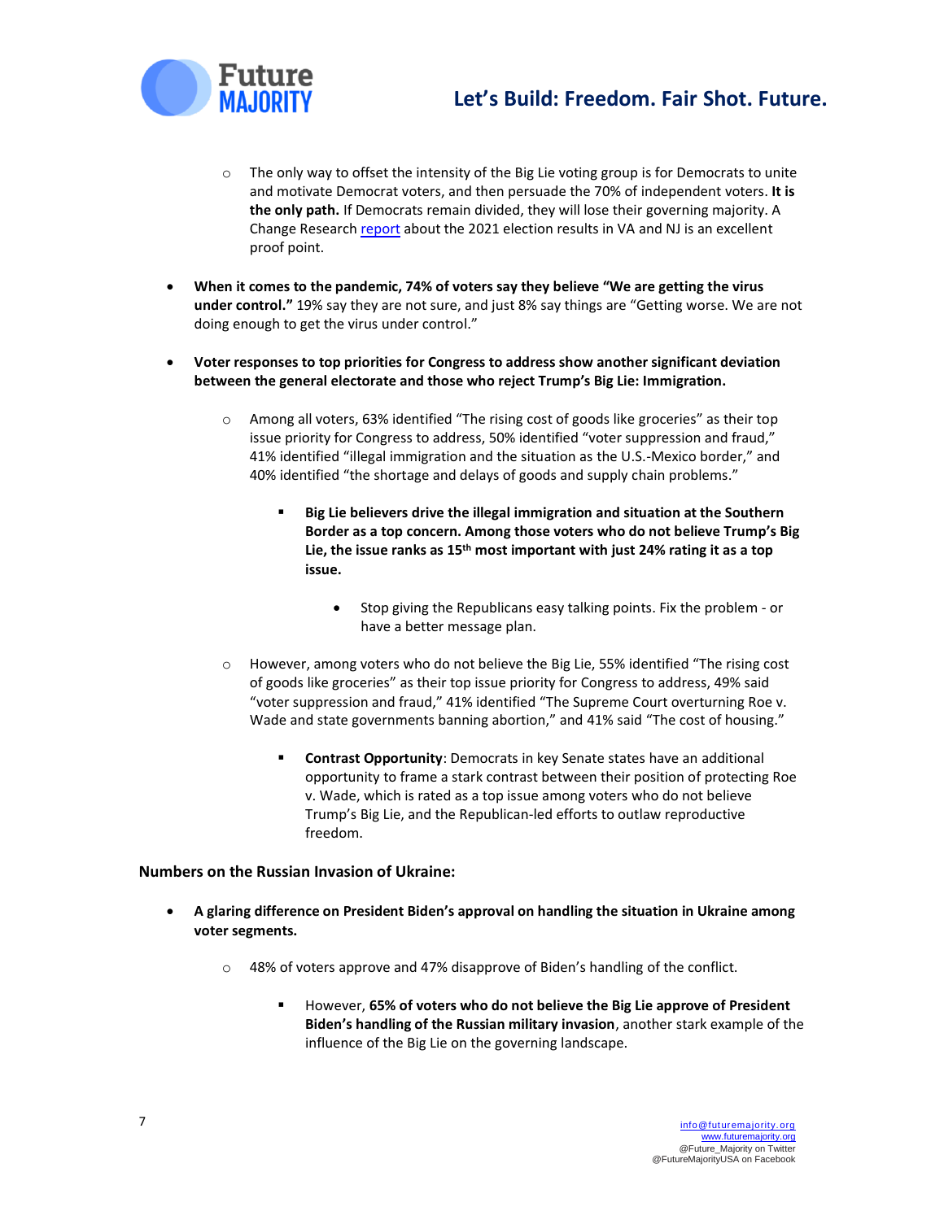- The only way to offset the intensity of the Big Lie voting group is for Democrats to unite and motivate Democrat voters, and then persuade the 70% of independent voters. **It is the only path.** If Democrats remain divided, they will lose their governing majority. A Change Research report about the 2021 election results in VA and NJ is an excellent proof point.

- **When it comes to the pandemic, 74% of voters say they believe "We are getting the virus under control."** 19% say they are not sure, and just 8% say things are "Getting worse. We are not doing enough to get the virus under control."

- **Voter responses to top priorities for Congress to address show another significant deviation between the general electorate and those who reject Trump's Big Lie: Immigration.**

  - Among all voters, 63% identified "The rising cost of goods like groceries" as their top issue priority for Congress to address, 50% identified "voter suppression and fraud," 41% identified "illegal immigration and the situation as the U.S.-Mexico border," and 40% identified "the shortage and delays of goods and supply chain problems."

    - **Big Lie believers drive the illegal immigration and situation at the Southern Border as a top concern. Among those voters who do not believe Trump's Big Lie, the issue ranks as 15th most important with just 24% rating it as a top issue.**

      - Stop giving the Republicans easy talking points. Fix the problem - or have a better message plan.

  - However, among voters who do not believe the Big Lie, 55% identified "The rising cost of goods like groceries" as their top issue priority for Congress to address, 49% said "voter suppression and fraud," 41% identified "The Supreme Court overturning Roe v. Wade and state governments banning abortion," and 41% said "The cost of housing."

    - **Contrast Opportunity**: Democrats in key Senate states have an additional opportunity to frame a stark contrast between their position of protecting Roe v. Wade, which is rated as a top issue among voters who do not believe Trump's Big Lie, and the Republican-led efforts to outlaw reproductive freedom.

**Numbers on the Russian Invasion of Ukraine:**

- **A glaring difference on President Biden's approval on handling the situation in Ukraine among voter segments.**

  - 48% of voters approve and 47% disapprove of Biden's handling of the conflict.

    - However, **65% of voters who do not believe the Big Lie approve of President Biden's handling of the Russian military invasion**, another stark example of the influence of the Big Lie on the governing landscape.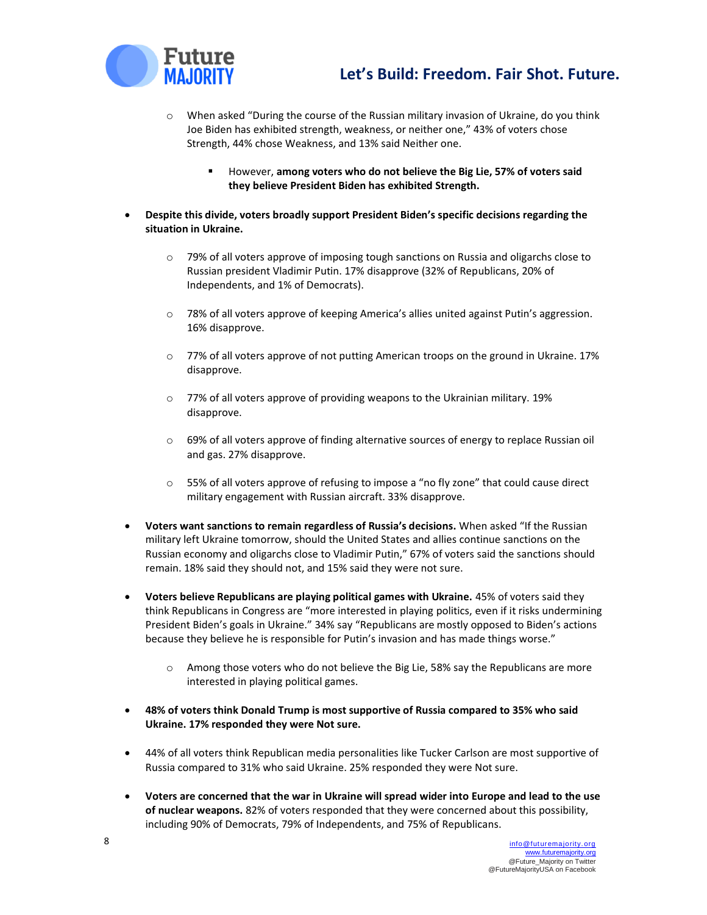- When asked "During the course of the Russian military invasion of Ukraine, do you think Joe Biden has exhibited strength, weakness, or neither one," 43% of voters chose Strength, 44% chose Weakness, and 13% said Neither one.
    - However, **among voters who do not believe the Big Lie, 57% of voters said they believe President Biden has exhibited Strength.**

- **Despite this divide, voters broadly support President Biden's specific decisions regarding the situation in Ukraine.**
  - 79% of all voters approve of imposing tough sanctions on Russia and oligarchs close to Russian president Vladimir Putin. 17% disapprove (32% of Republicans, 20% of Independents, and 1% of Democrats).
  - 78% of all voters approve of keeping America's allies united against Putin's aggression. 16% disapprove.
  - 77% of all voters approve of not putting American troops on the ground in Ukraine. 17% disapprove.
  - 77% of all voters approve of providing weapons to the Ukrainian military. 19% disapprove.
  - 69% of all voters approve of finding alternative sources of energy to replace Russian oil and gas. 27% disapprove.
  - 55% of all voters approve of refusing to impose a "no fly zone" that could cause direct military engagement with Russian aircraft. 33% disapprove.

- **Voters want sanctions to remain regardless of Russia's decisions.** When asked "If the Russian military left Ukraine tomorrow, should the United States and allies continue sanctions on the Russian economy and oligarchs close to Vladimir Putin," 67% of voters said the sanctions should remain. 18% said they should not, and 15% said they were not sure.

- **Voters believe Republicans are playing political games with Ukraine.** 45% of voters said they think Republicans in Congress are "more interested in playing politics, even if it risks undermining President Biden's goals in Ukraine." 34% say "Republicans are mostly opposed to Biden's actions because they believe he is responsible for Putin's invasion and has made things worse."
  - Among those voters who do not believe the Big Lie, 58% say the Republicans are more interested in playing political games.

- **48% of voters think Donald Trump is most supportive of Russia compared to 35% who said Ukraine. 17% responded they were Not sure.**

- 44% of all voters think Republican media personalities like Tucker Carlson are most supportive of Russia compared to 31% who said Ukraine. 25% responded they were Not sure.

- **Voters are concerned that the war in Ukraine will spread wider into Europe and lead to the use of nuclear weapons.** 82% of voters responded that they were concerned about this possibility, including 90% of Democrats, 79% of Independents, and 75% of Republicans.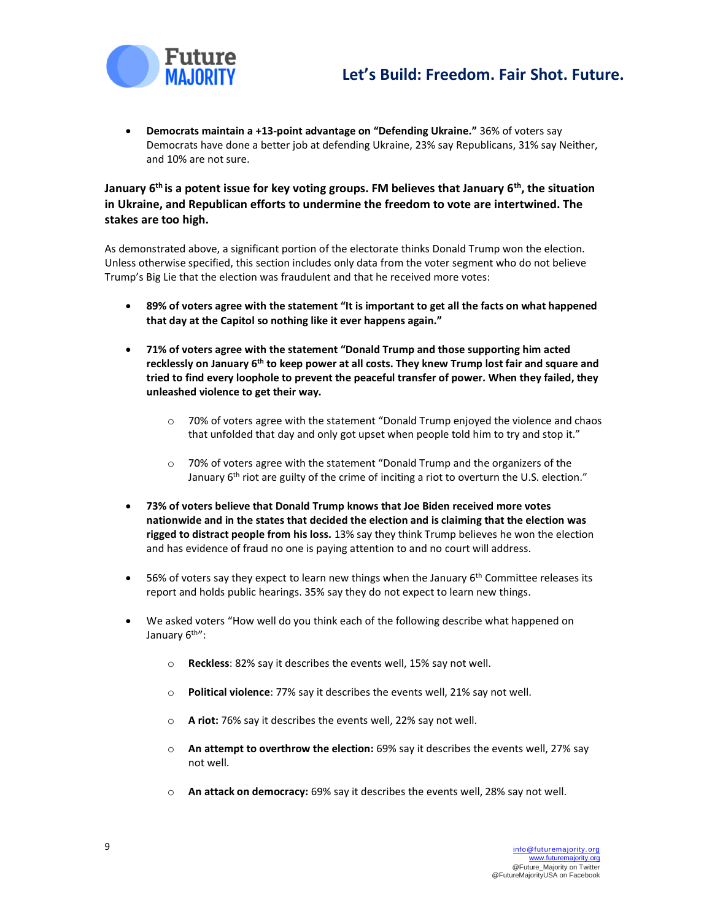- **Democrats maintain a +13-point advantage on "Defending Ukraine."** 36% of voters say Democrats have done a better job at defending Ukraine, 23% say Republicans, 31% say Neither, and 10% are not sure.

**January 6th is a potent issue for key voting groups. FM believes that January 6th, the situation in Ukraine, and Republican efforts to undermine the freedom to vote are intertwined. The stakes are too high.**

As demonstrated above, a significant portion of the electorate thinks Donald Trump won the election. Unless otherwise specified, this section includes only data from the voter segment who do not believe Trump's Big Lie that the election was fraudulent and that he received more votes:

- **89% of voters agree with the statement "It is important to get all the facts on what happened that day at the Capitol so nothing like it ever happens again."**

- **71% of voters agree with the statement "Donald Trump and those supporting him acted recklessly on January 6th to keep power at all costs. They knew Trump lost fair and square and tried to find every loophole to prevent the peaceful transfer of power. When they failed, they unleashed violence to get their way.**

  - 70% of voters agree with the statement "Donald Trump enjoyed the violence and chaos that unfolded that day and only got upset when people told him to try and stop it."

  - 70% of voters agree with the statement "Donald Trump and the organizers of the January 6th riot are guilty of the crime of inciting a riot to overturn the U.S. election."

- **73% of voters believe that Donald Trump knows that Joe Biden received more votes nationwide and in the states that decided the election and is claiming that the election was rigged to distract people from his loss.** 13% say they think Trump believes he won the election and has evidence of fraud no one is paying attention to and no court will address.

- 56% of voters say they expect to learn new things when the January 6th Committee releases its report and holds public hearings. 35% say they do not expect to learn new things.

- We asked voters "How well do you think each of the following describe what happened on January 6th":

  - **Reckless**: 82% say it describes the events well, 15% say not well.

  - **Political violence**: 77% say it describes the events well, 21% say not well.

  - **A riot:** 76% say it describes the events well, 22% say not well.

  - **An attempt to overthrow the election:** 69% say it describes the events well, 27% say not well.

  - **An attack on democracy:** 69% say it describes the events well, 28% say not well.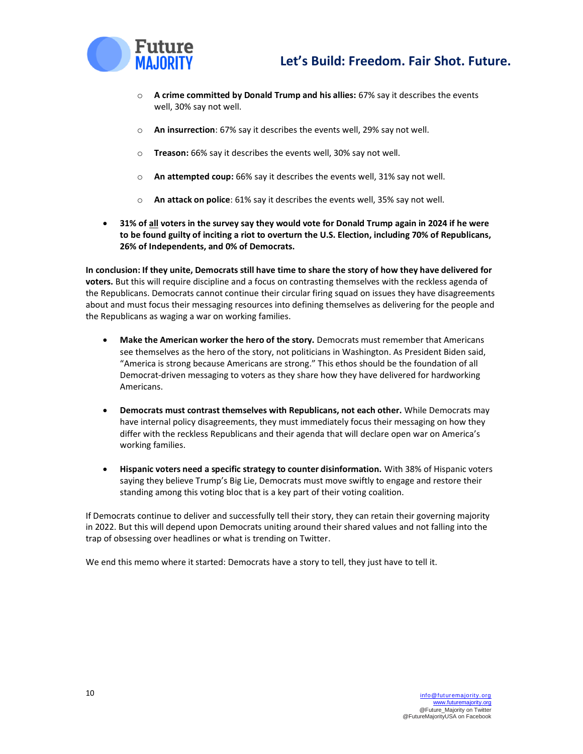- **A crime committed by Donald Trump and his allies:** 67% say it describes the events well, 30% say not well.
  - **An insurrection**: 67% say it describes the events well, 29% say not well.
  - **Treason:** 66% say it describes the events well, 30% say not well.
  - **An attempted coup:** 66% say it describes the events well, 31% say not well.
  - **An attack on police**: 61% say it describes the events well, 35% say not well.

- **31% of <u>all</u> voters in the survey say they would vote for Donald Trump again in 2024 if he were to be found guilty of inciting a riot to overturn the U.S. Election, including 70% of Republicans, 26% of Independents, and 0% of Democrats.**

**In conclusion: If they unite, Democrats still have time to share the story of how they have delivered for voters.** But this will require discipline and a focus on contrasting themselves with the reckless agenda of the Republicans. Democrats cannot continue their circular firing squad on issues they have disagreements about and must focus their messaging resources into defining themselves as delivering for the people and the Republicans as waging a war on working families.

- **Make the American worker the hero of the story.** Democrats must remember that Americans see themselves as the hero of the story, not politicians in Washington. As President Biden said, "America is strong because Americans are strong." This ethos should be the foundation of all Democrat-driven messaging to voters as they share how they have delivered for hardworking Americans.

- **Democrats must contrast themselves with Republicans, not each other.** While Democrats may have internal policy disagreements, they must immediately focus their messaging on how they differ with the reckless Republicans and their agenda that will declare open war on America's working families.

- **Hispanic voters need a specific strategy to counter disinformation.** With 38% of Hispanic voters saying they believe Trump's Big Lie, Democrats must move swiftly to engage and restore their standing among this voting bloc that is a key part of their voting coalition.

If Democrats continue to deliver and successfully tell their story, they can retain their governing majority in 2022. But this will depend upon Democrats uniting around their shared values and not falling into the trap of obsessing over headlines or what is trending on Twitter.

We end this memo where it started: Democrats have a story to tell, they just have to tell it.